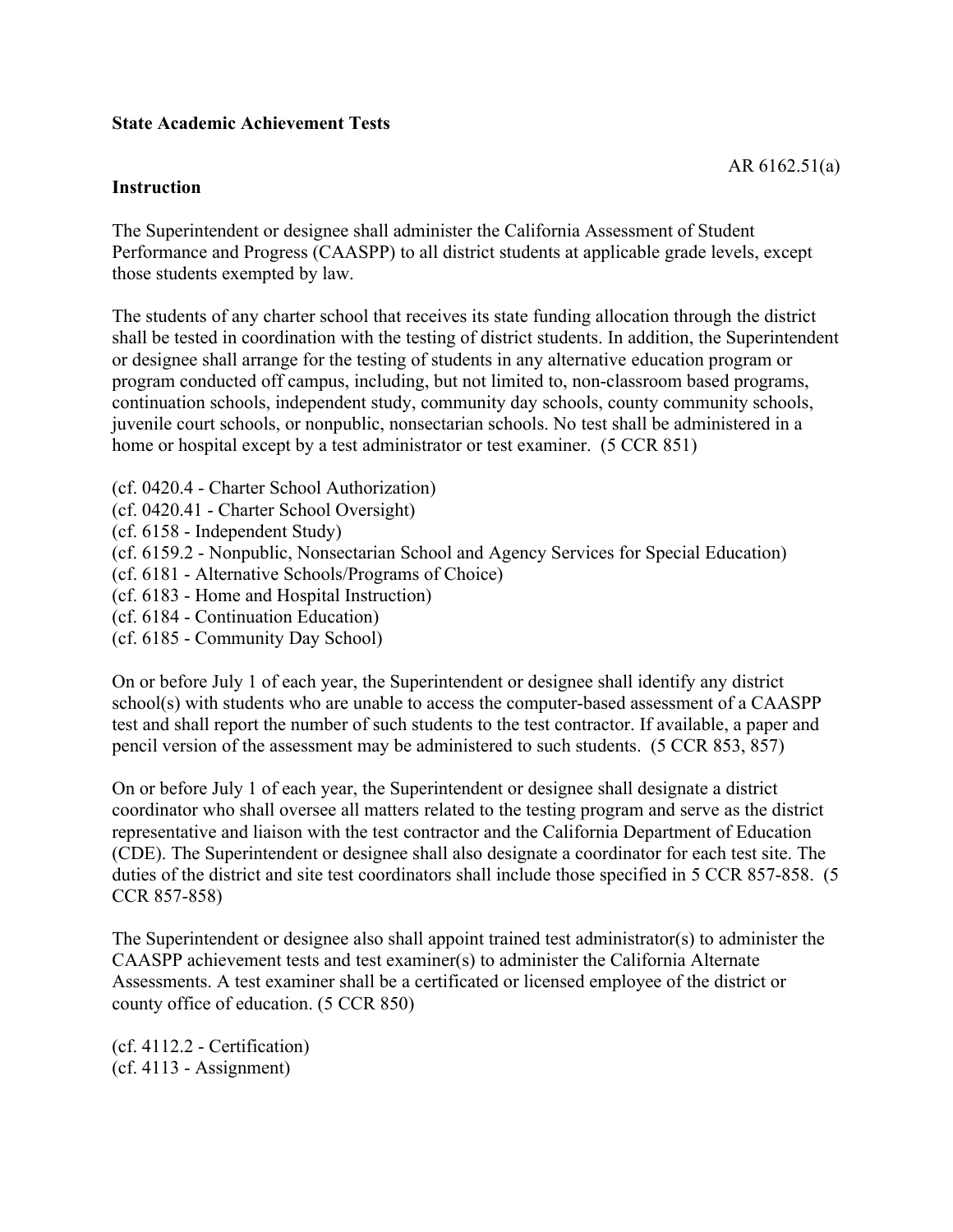**State Academic Achievement Tests**

AR 6162.51(a)

**Instruction**

The Superintendent or designee shall administer the California Assessment of Student Performance and Progress (CAASPP) to all district students at applicable grade levels, except those students exempted by law.

The students of any charter school that receives its state funding allocation through the district shall be tested in coordination with the testing of district students. In addition, the Superintendent or designee shall arrange for the testing of students in any alternative education program or program conducted off campus, including, but not limited to, non-classroom based programs, continuation schools, independent study, community day schools, county community schools, juvenile court schools, or nonpublic, nonsectarian schools. No test shall be administered in a home or hospital except by a test administrator or test examiner. (5 CCR 851)

(cf. 0420.4 - Charter School Authorization)
(cf. 0420.41 - Charter School Oversight)
(cf. 6158 - Independent Study)
(cf. 6159.2 - Nonpublic, Nonsectarian School and Agency Services for Special Education)
(cf. 6181 - Alternative Schools/Programs of Choice)
(cf. 6183 - Home and Hospital Instruction)
(cf. 6184 - Continuation Education)
(cf. 6185 - Community Day School)

On or before July 1 of each year, the Superintendent or designee shall identify any district school(s) with students who are unable to access the computer-based assessment of a CAASPP test and shall report the number of such students to the test contractor. If available, a paper and pencil version of the assessment may be administered to such students. (5 CCR 853, 857)

On or before July 1 of each year, the Superintendent or designee shall designate a district coordinator who shall oversee all matters related to the testing program and serve as the district representative and liaison with the test contractor and the California Department of Education (CDE). The Superintendent or designee shall also designate a coordinator for each test site. The duties of the district and site test coordinators shall include those specified in 5 CCR 857-858. (5 CCR 857-858)

The Superintendent or designee also shall appoint trained test administrator(s) to administer the CAASPP achievement tests and test examiner(s) to administer the California Alternate Assessments. A test examiner shall be a certificated or licensed employee of the district or county office of education. (5 CCR 850)

(cf. 4112.2 - Certification)
(cf. 4113 - Assignment)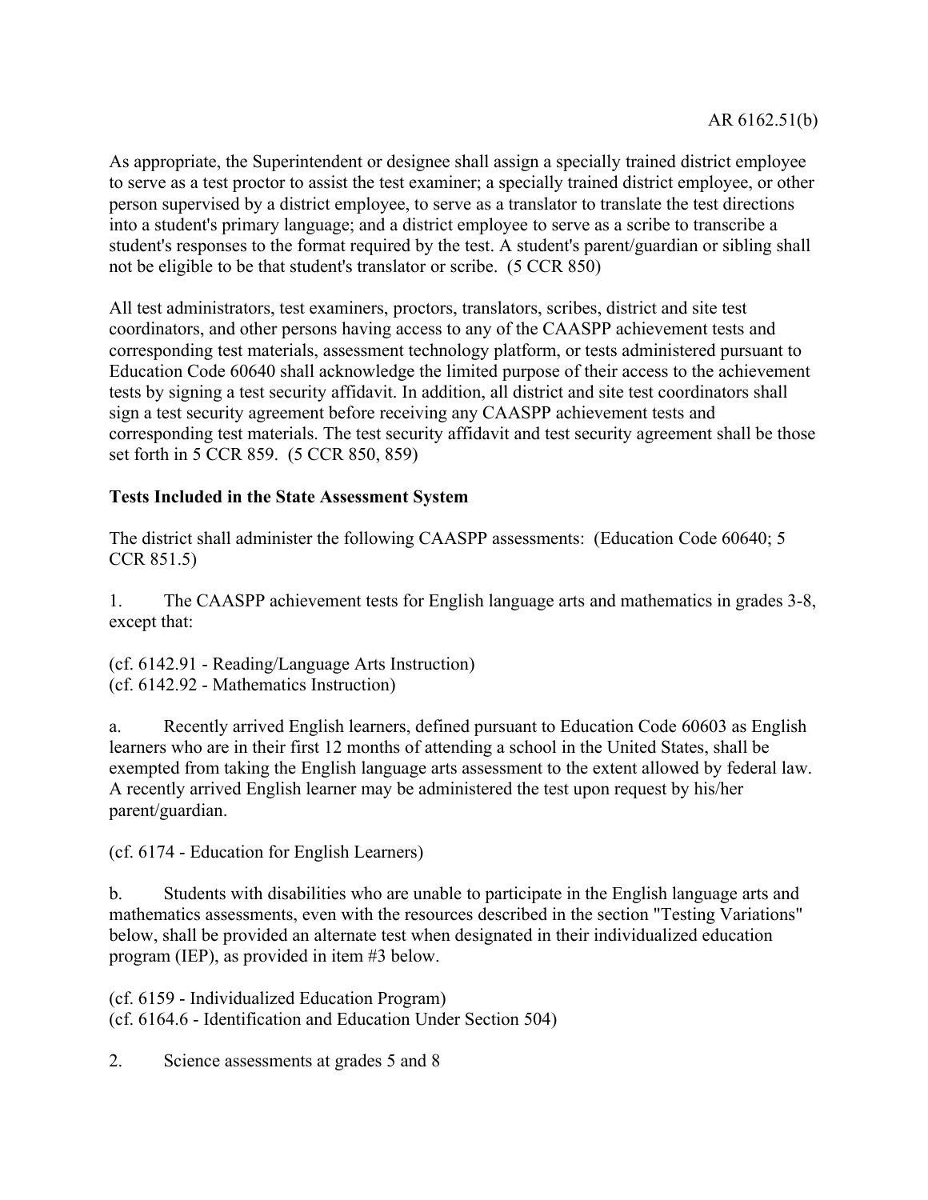As appropriate, the Superintendent or designee shall assign a specially trained district employee to serve as a test proctor to assist the test examiner; a specially trained district employee, or other person supervised by a district employee, to serve as a translator to translate the test directions into a student's primary language; and a district employee to serve as a scribe to transcribe a student's responses to the format required by the test. A student's parent/guardian or sibling shall not be eligible to be that student's translator or scribe. (5 CCR 850)

All test administrators, test examiners, proctors, translators, scribes, district and site test coordinators, and other persons having access to any of the CAASPP achievement tests and corresponding test materials, assessment technology platform, or tests administered pursuant to Education Code 60640 shall acknowledge the limited purpose of their access to the achievement tests by signing a test security affidavit. In addition, all district and site test coordinators shall sign a test security agreement before receiving any CAASPP achievement tests and corresponding test materials. The test security affidavit and test security agreement shall be those set forth in 5 CCR 859. (5 CCR 850, 859)

**Tests Included in the State Assessment System**

The district shall administer the following CAASPP assessments: (Education Code 60640; 5 CCR 851.5)

1. The CAASPP achievement tests for English language arts and mathematics in grades 3-8, except that:

(cf. 6142.91 - Reading/Language Arts Instruction)
(cf. 6142.92 - Mathematics Instruction)

a. Recently arrived English learners, defined pursuant to Education Code 60603 as English learners who are in their first 12 months of attending a school in the United States, shall be exempted from taking the English language arts assessment to the extent allowed by federal law. A recently arrived English learner may be administered the test upon request by his/her parent/guardian.

(cf. 6174 - Education for English Learners)

b. Students with disabilities who are unable to participate in the English language arts and mathematics assessments, even with the resources described in the section "Testing Variations" below, shall be provided an alternate test when designated in their individualized education program (IEP), as provided in item #3 below.

(cf. 6159 - Individualized Education Program)
(cf. 6164.6 - Identification and Education Under Section 504)

2. Science assessments at grades 5 and 8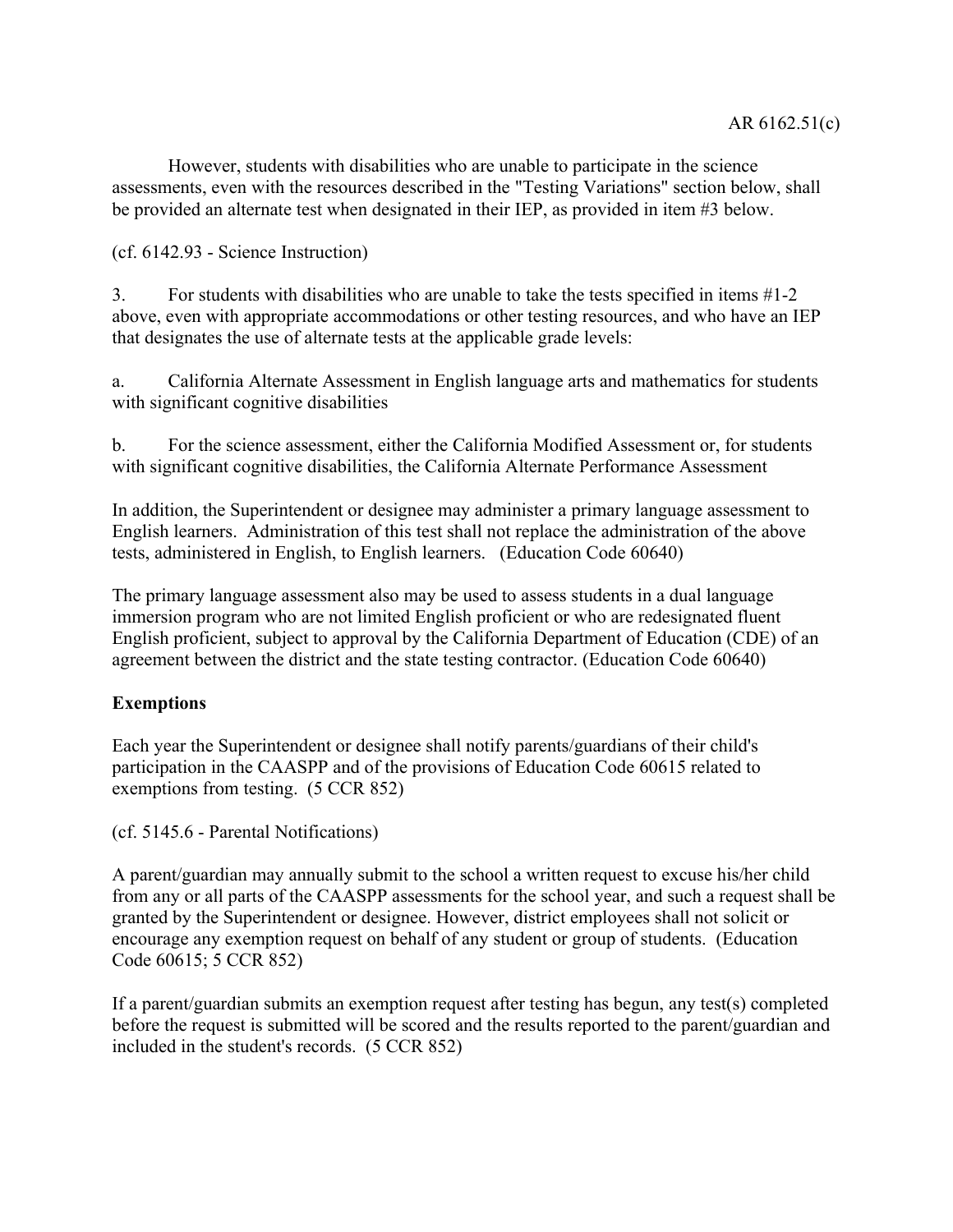However, students with disabilities who are unable to participate in the science assessments, even with the resources described in the "Testing Variations" section below, shall be provided an alternate test when designated in their IEP, as provided in item #3 below.

(cf. 6142.93 - Science Instruction)

3. For students with disabilities who are unable to take the tests specified in items #1-2 above, even with appropriate accommodations or other testing resources, and who have an IEP that designates the use of alternate tests at the applicable grade levels:

a. California Alternate Assessment in English language arts and mathematics for students with significant cognitive disabilities

b. For the science assessment, either the California Modified Assessment or, for students with significant cognitive disabilities, the California Alternate Performance Assessment

In addition, the Superintendent or designee may administer a primary language assessment to English learners. Administration of this test shall not replace the administration of the above tests, administered in English, to English learners. (Education Code 60640)

The primary language assessment also may be used to assess students in a dual language immersion program who are not limited English proficient or who are redesignated fluent English proficient, subject to approval by the California Department of Education (CDE) of an agreement between the district and the state testing contractor. (Education Code 60640)

**Exemptions**

Each year the Superintendent or designee shall notify parents/guardians of their child's participation in the CAASPP and of the provisions of Education Code 60615 related to exemptions from testing. (5 CCR 852)

(cf. 5145.6 - Parental Notifications)

A parent/guardian may annually submit to the school a written request to excuse his/her child from any or all parts of the CAASPP assessments for the school year, and such a request shall be granted by the Superintendent or designee. However, district employees shall not solicit or encourage any exemption request on behalf of any student or group of students. (Education Code 60615; 5 CCR 852)

If a parent/guardian submits an exemption request after testing has begun, any test(s) completed before the request is submitted will be scored and the results reported to the parent/guardian and included in the student's records. (5 CCR 852)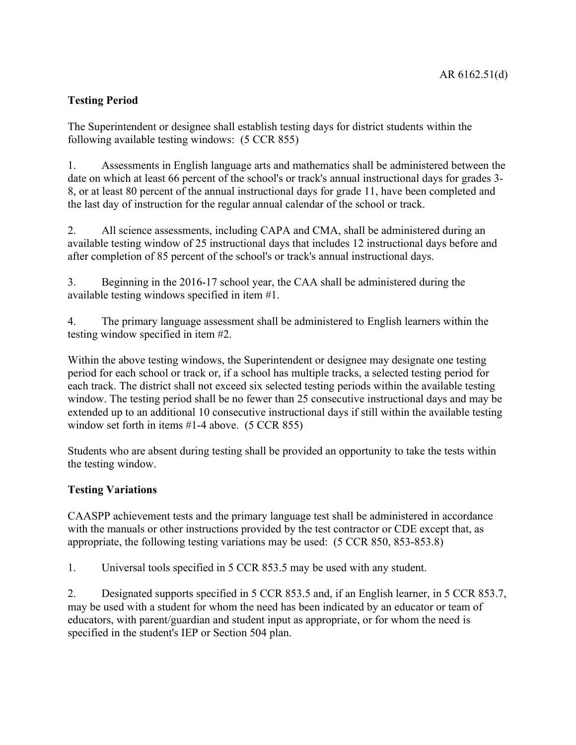**Testing Period**

The Superintendent or designee shall establish testing days for district students within the following available testing windows: (5 CCR 855)

1. Assessments in English language arts and mathematics shall be administered between the date on which at least 66 percent of the school's or track's annual instructional days for grades 3-8, or at least 80 percent of the annual instructional days for grade 11, have been completed and the last day of instruction for the regular annual calendar of the school or track.

2. All science assessments, including CAPA and CMA, shall be administered during an available testing window of 25 instructional days that includes 12 instructional days before and after completion of 85 percent of the school's or track's annual instructional days.

3. Beginning in the 2016-17 school year, the CAA shall be administered during the available testing windows specified in item #1.

4. The primary language assessment shall be administered to English learners within the testing window specified in item #2.

Within the above testing windows, the Superintendent or designee may designate one testing period for each school or track or, if a school has multiple tracks, a selected testing period for each track. The district shall not exceed six selected testing periods within the available testing window. The testing period shall be no fewer than 25 consecutive instructional days and may be extended up to an additional 10 consecutive instructional days if still within the available testing window set forth in items #1-4 above. (5 CCR 855)

Students who are absent during testing shall be provided an opportunity to take the tests within the testing window.

**Testing Variations**

CAASPP achievement tests and the primary language test shall be administered in accordance with the manuals or other instructions provided by the test contractor or CDE except that, as appropriate, the following testing variations may be used: (5 CCR 850, 853-853.8)

1. Universal tools specified in 5 CCR 853.5 may be used with any student.

2. Designated supports specified in 5 CCR 853.5 and, if an English learner, in 5 CCR 853.7, may be used with a student for whom the need has been indicated by an educator or team of educators, with parent/guardian and student input as appropriate, or for whom the need is specified in the student's IEP or Section 504 plan.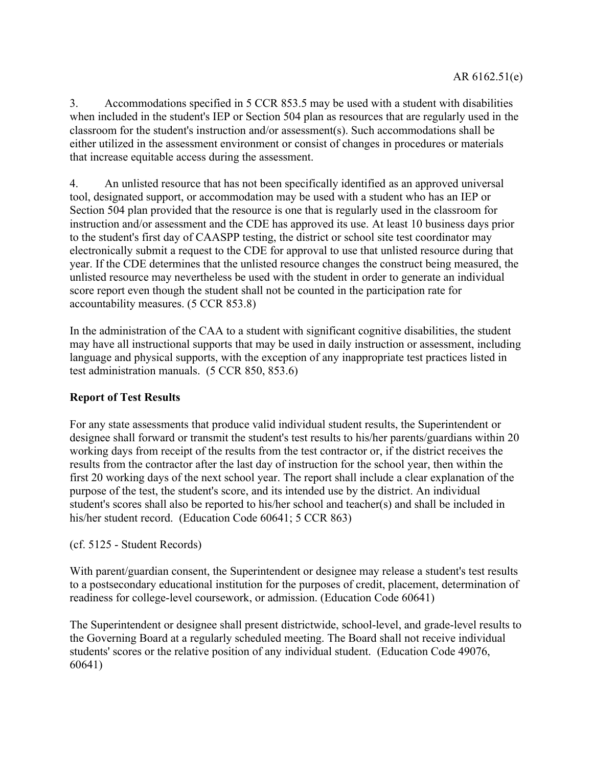3. Accommodations specified in 5 CCR 853.5 may be used with a student with disabilities when included in the student's IEP or Section 504 plan as resources that are regularly used in the classroom for the student's instruction and/or assessment(s). Such accommodations shall be either utilized in the assessment environment or consist of changes in procedures or materials that increase equitable access during the assessment.

4. An unlisted resource that has not been specifically identified as an approved universal tool, designated support, or accommodation may be used with a student who has an IEP or Section 504 plan provided that the resource is one that is regularly used in the classroom for instruction and/or assessment and the CDE has approved its use. At least 10 business days prior to the student's first day of CAASPP testing, the district or school site test coordinator may electronically submit a request to the CDE for approval to use that unlisted resource during that year. If the CDE determines that the unlisted resource changes the construct being measured, the unlisted resource may nevertheless be used with the student in order to generate an individual score report even though the student shall not be counted in the participation rate for accountability measures. (5 CCR 853.8)

In the administration of the CAA to a student with significant cognitive disabilities, the student may have all instructional supports that may be used in daily instruction or assessment, including language and physical supports, with the exception of any inappropriate test practices listed in test administration manuals. (5 CCR 850, 853.6)

**Report of Test Results**

For any state assessments that produce valid individual student results, the Superintendent or designee shall forward or transmit the student's test results to his/her parents/guardians within 20 working days from receipt of the results from the test contractor or, if the district receives the results from the contractor after the last day of instruction for the school year, then within the first 20 working days of the next school year. The report shall include a clear explanation of the purpose of the test, the student's score, and its intended use by the district. An individual student's scores shall also be reported to his/her school and teacher(s) and shall be included in his/her student record. (Education Code 60641; 5 CCR 863)

(cf. 5125 - Student Records)

With parent/guardian consent, the Superintendent or designee may release a student's test results to a postsecondary educational institution for the purposes of credit, placement, determination of readiness for college-level coursework, or admission. (Education Code 60641)

The Superintendent or designee shall present districtwide, school-level, and grade-level results to the Governing Board at a regularly scheduled meeting. The Board shall not receive individual students' scores or the relative position of any individual student. (Education Code 49076, 60641)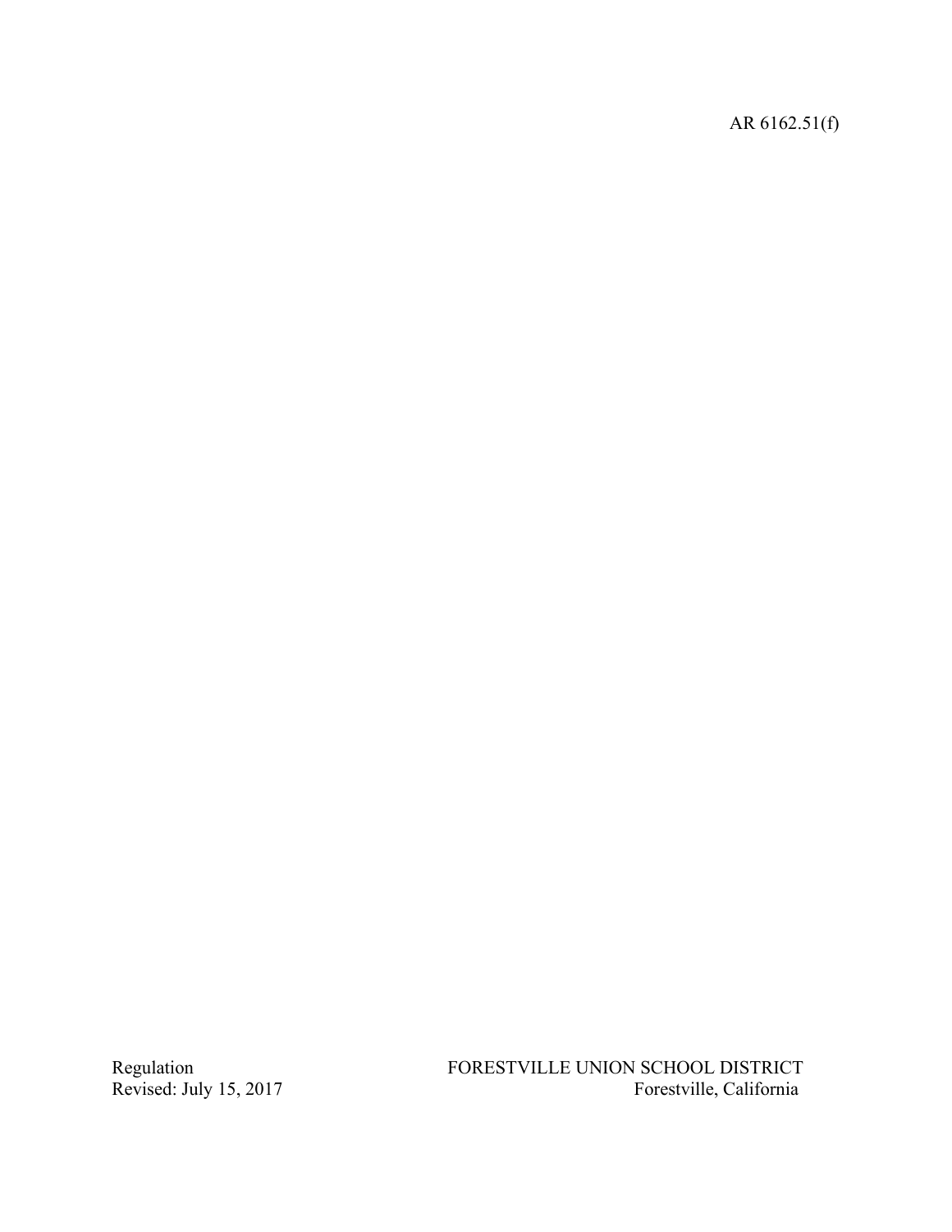Regulation
Revised: July 15, 2017

FORESTVILLE UNION SCHOOL DISTRICT
Forestville, California